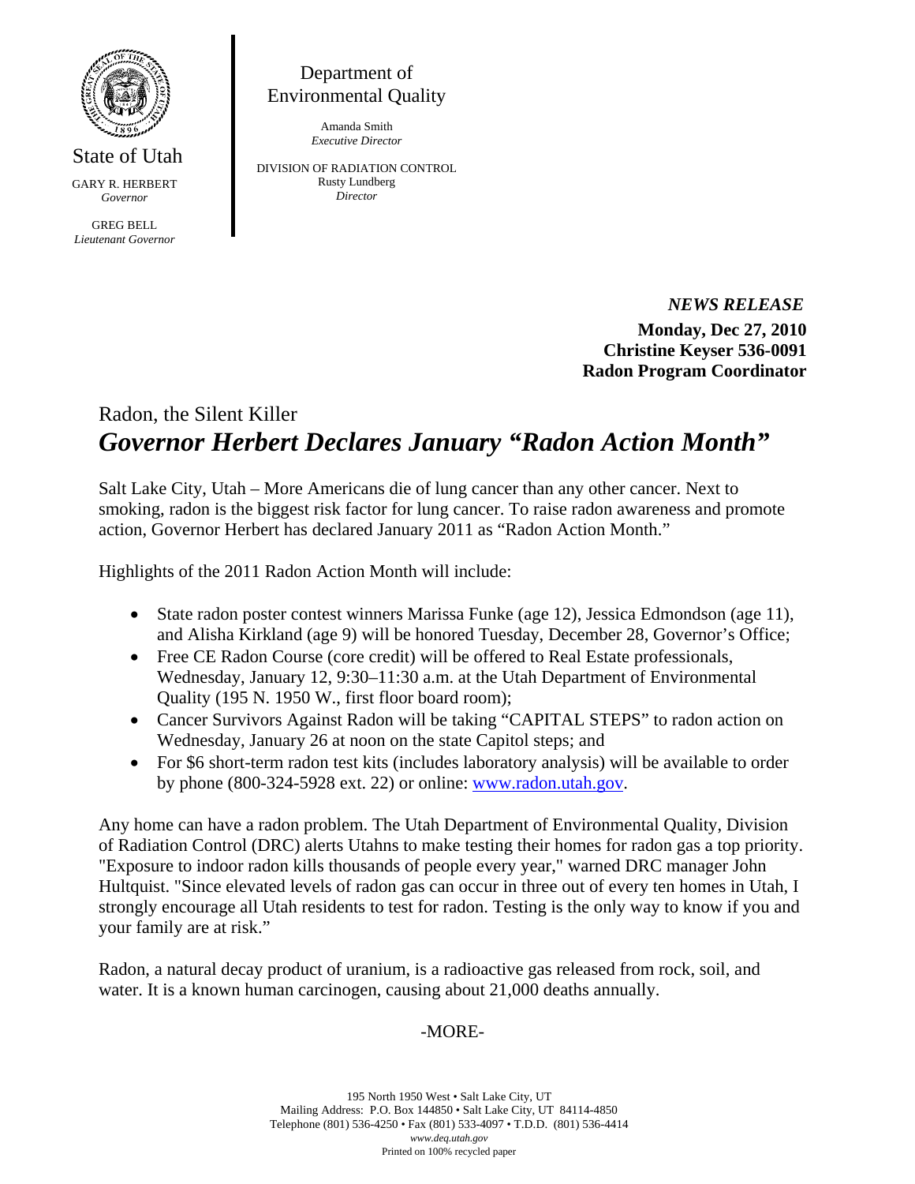State of Utah

GARY R. HERBERT
*Governor*

GREG BELL
*Lieutenant Governor*

Department of
Environmental Quality

Amanda Smith
*Executive Director*

DIVISION OF RADIATION CONTROL
Rusty Lundberg
*Director*

*NEWS RELEASE*

**Monday, Dec 27, 2010**
**Christine Keyser 536-0091**
**Radon Program Coordinator**

# Radon, the Silent Killer
## *Governor Herbert Declares January "Radon Action Month"*

Salt Lake City, Utah – More Americans die of lung cancer than any other cancer. Next to smoking, radon is the biggest risk factor for lung cancer. To raise radon awareness and promote action, Governor Herbert has declared January 2011 as "Radon Action Month."

Highlights of the 2011 Radon Action Month will include:

- State radon poster contest winners Marissa Funke (age 12), Jessica Edmondson (age 11), and Alisha Kirkland (age 9) will be honored Tuesday, December 28, Governor's Office;
- Free CE Radon Course (core credit) will be offered to Real Estate professionals, Wednesday, January 12, 9:30–11:30 a.m. at the Utah Department of Environmental Quality (195 N. 1950 W., first floor board room);
- Cancer Survivors Against Radon will be taking "CAPITAL STEPS" to radon action on Wednesday, January 26 at noon on the state Capitol steps; and
- For $6 short-term radon test kits (includes laboratory analysis) will be available to order by phone (800-324-5928 ext. 22) or online: www.radon.utah.gov.

Any home can have a radon problem. The Utah Department of Environmental Quality, Division of Radiation Control (DRC) alerts Utahns to make testing their homes for radon gas a top priority. "Exposure to indoor radon kills thousands of people every year," warned DRC manager John Hultquist. "Since elevated levels of radon gas can occur in three out of every ten homes in Utah, I strongly encourage all Utah residents to test for radon. Testing is the only way to know if you and your family are at risk."

Radon, a natural decay product of uranium, is a radioactive gas released from rock, soil, and water. It is a known human carcinogen, causing about 21,000 deaths annually.

-MORE-

195 North 1950 West • Salt Lake City, UT
Mailing Address: P.O. Box 144850 • Salt Lake City, UT 84114-4850
Telephone (801) 536-4250 • Fax (801) 533-4097 • T.D.D. (801) 536-4414
*www.deq.utah.gov*
Printed on 100% recycled paper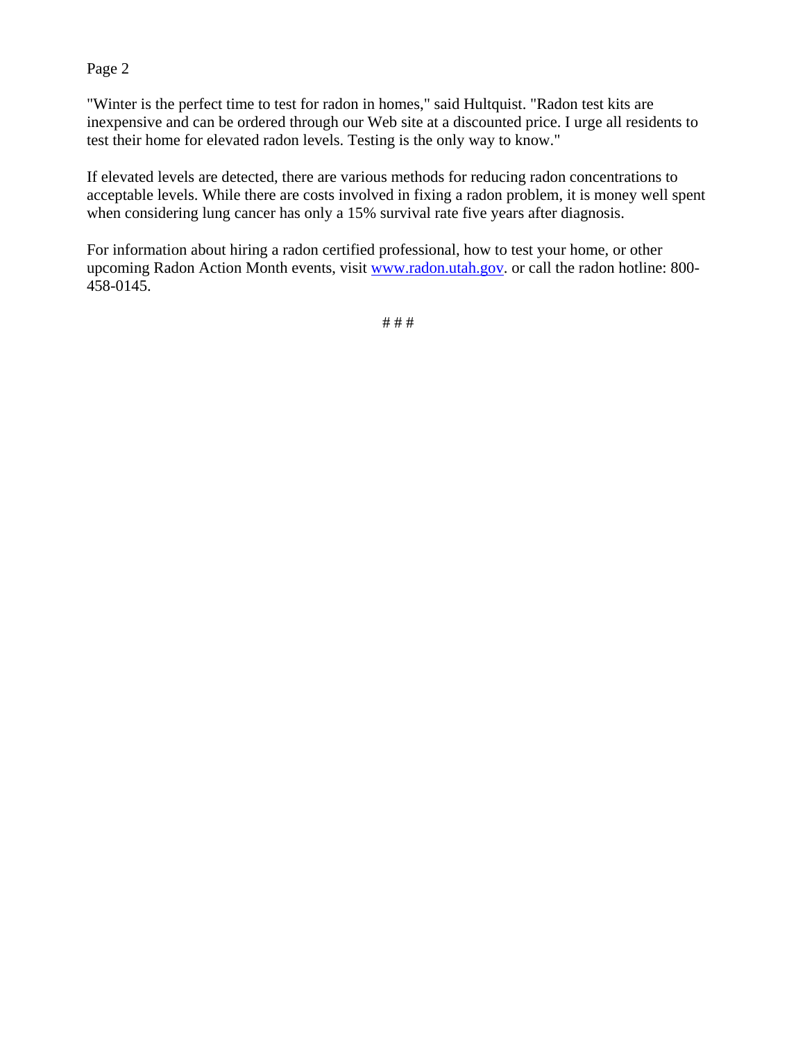"Winter is the perfect time to test for radon in homes," said Hultquist. "Radon test kits are inexpensive and can be ordered through our Web site at a discounted price. I urge all residents to test their home for elevated radon levels. Testing is the only way to know."

If elevated levels are detected, there are various methods for reducing radon concentrations to acceptable levels. While there are costs involved in fixing a radon problem, it is money well spent when considering lung cancer has only a 15% survival rate five years after diagnosis.

For information about hiring a radon certified professional, how to test your home, or other upcoming Radon Action Month events, visit www.radon.utah.gov. or call the radon hotline: 800-458-0145.

# # #